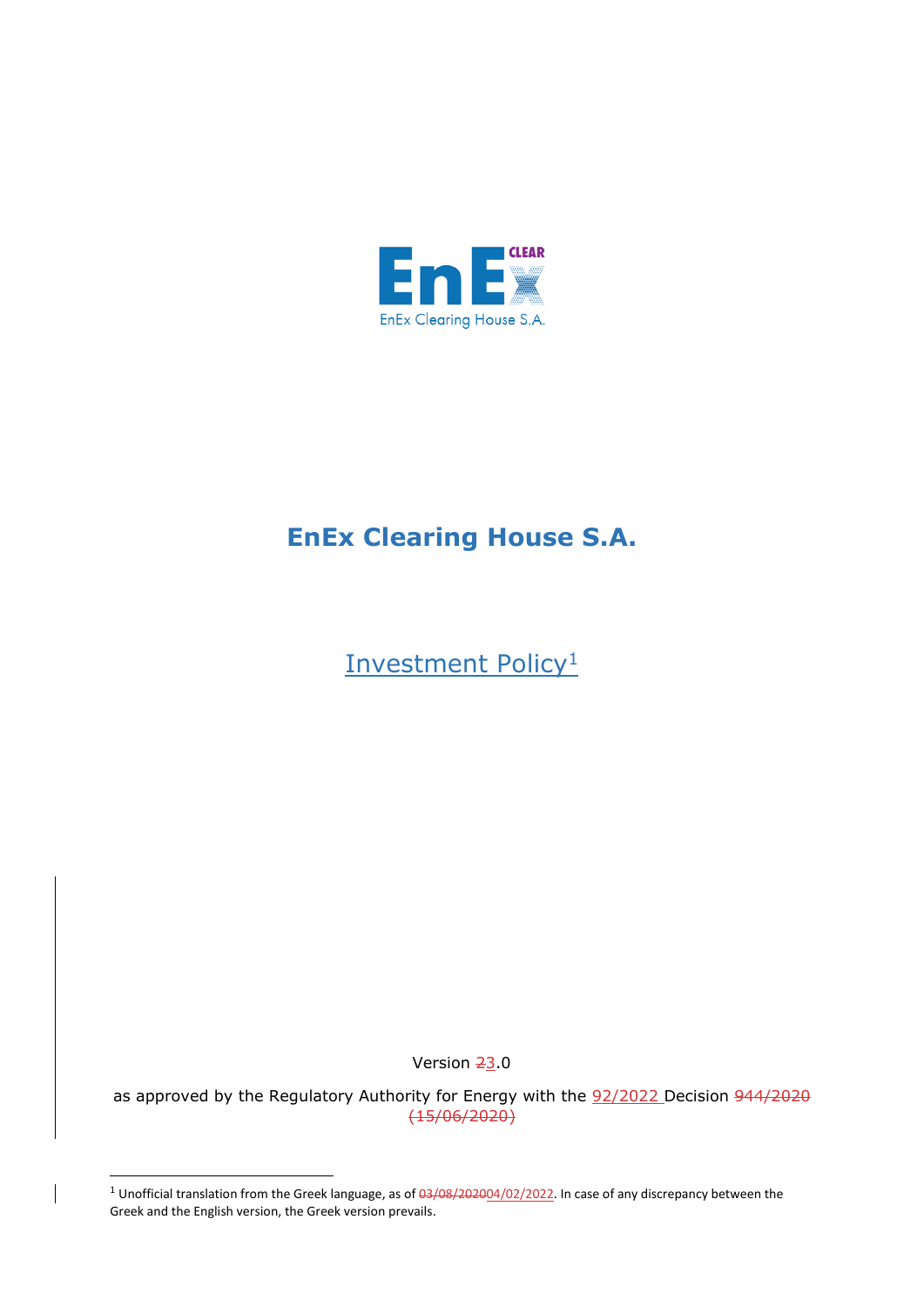# EnEx Clearing House S.A.

## Investment Policy[1]

Version ~~2~~3.0

as approved by the Regulatory Authority for Energy with the 92/2022 Decision ~~944/2020 (15/06/2020)~~

[1] Unofficial translation from the Greek language, as of ~~03/08/2020~~04/02/2022. In case of any discrepancy between the Greek and the English version, the Greek version prevails.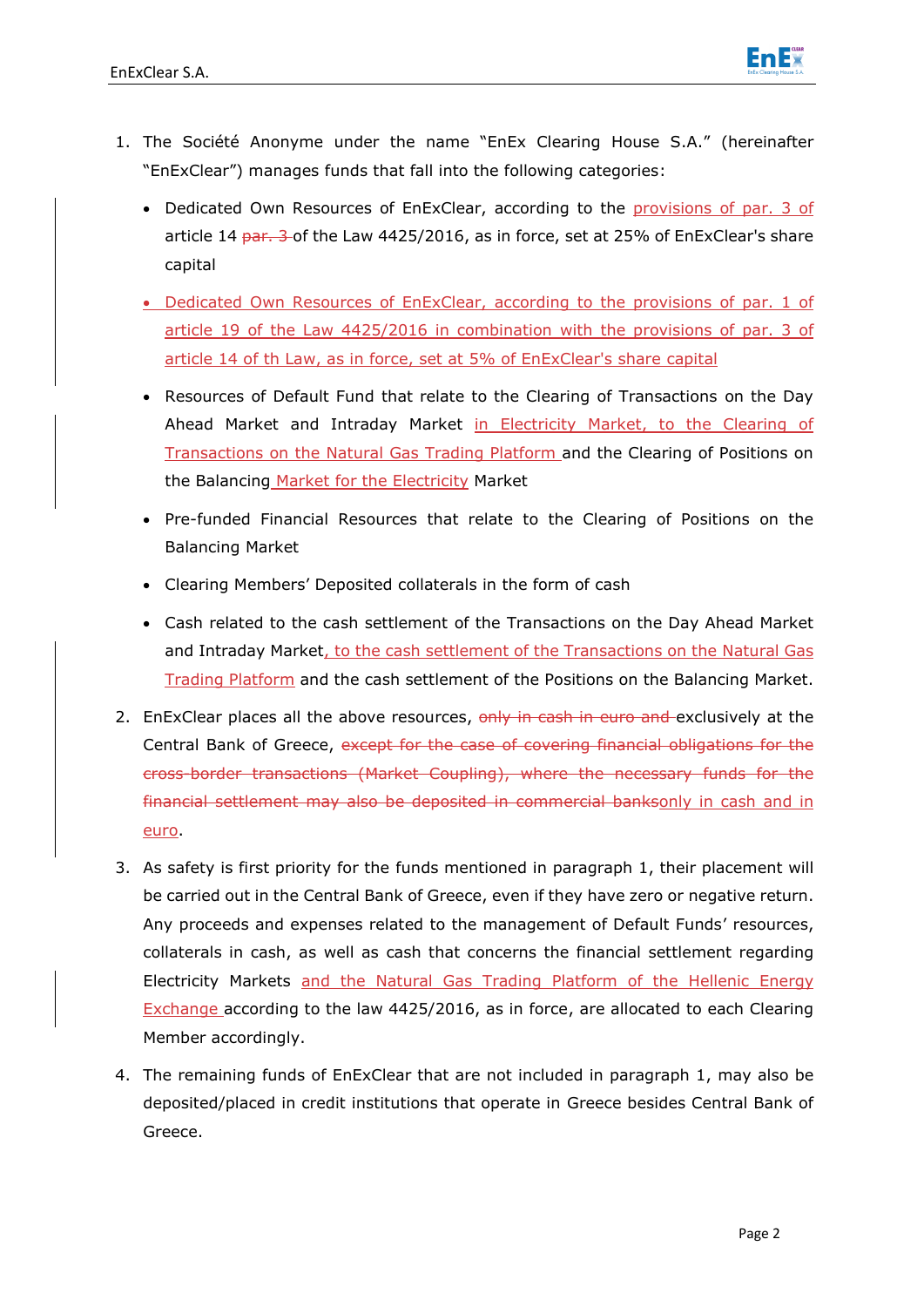1. The Société Anonyme under the name "EnEx Clearing House S.A." (hereinafter "EnExClear") manages funds that fall into the following categories:

   - Dedicated Own Resources of EnExClear, according to the provisions of par. 3 of article 14 ~~par. 3~~ of the Law 4425/2016, as in force, set at 25% of EnExClear's share capital
   - Dedicated Own Resources of EnExClear, according to the provisions of par. 1 of article 19 of the Law 4425/2016 in combination with the provisions of par. 3 of article 14 of th Law, as in force, set at 5% of EnExClear's share capital
   - Resources of Default Fund that relate to the Clearing of Transactions on the Day Ahead Market and Intraday Market in Electricity Market, to the Clearing of Transactions on the Natural Gas Trading Platform and the Clearing of Positions on the Balancing Market for the Electricity Market
   - Pre-funded Financial Resources that relate to the Clearing of Positions on the Balancing Market
   - Clearing Members' Deposited collaterals in the form of cash
   - Cash related to the cash settlement of the Transactions on the Day Ahead Market and Intraday Market, to the cash settlement of the Transactions on the Natural Gas Trading Platform and the cash settlement of the Positions on the Balancing Market.

2. EnExClear places all the above resources, ~~only in cash in euro and~~ exclusively at the Central Bank of Greece, ~~except for the case of covering financial obligations for the cross-border transactions (Market Coupling), where the necessary funds for the financial settlement may also be deposited in commercial banks~~only in cash and in euro.

3. As safety is first priority for the funds mentioned in paragraph 1, their placement will be carried out in the Central Bank of Greece, even if they have zero or negative return. Any proceeds and expenses related to the management of Default Funds' resources, collaterals in cash, as well as cash that concerns the financial settlement regarding Electricity Markets and the Natural Gas Trading Platform of the Hellenic Energy Exchange according to the law 4425/2016, as in force, are allocated to each Clearing Member accordingly.

4. The remaining funds of EnExClear that are not included in paragraph 1, may also be deposited/placed in credit institutions that operate in Greece besides Central Bank of Greece.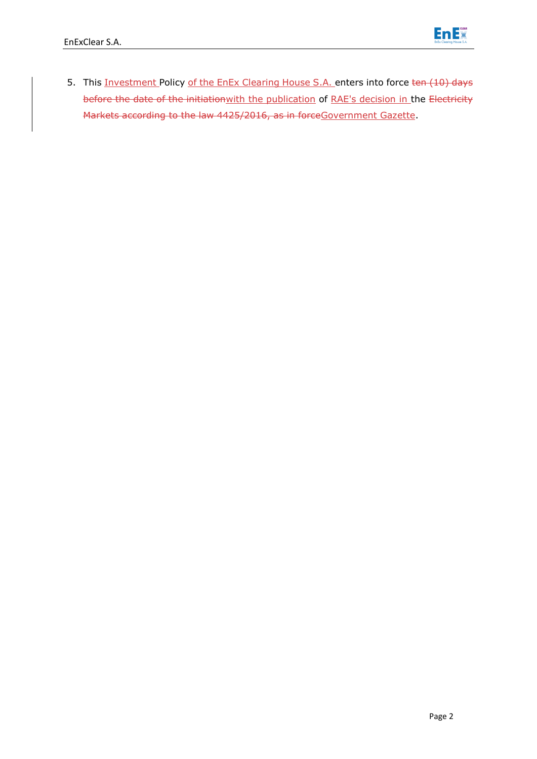5. This <ins>Investment </ins>Policy <ins>of the EnEx Clearing House S.A. </ins>enters into force ~~ten (10) days before the date of the initiation~~<ins>with the publication</ins> of <ins>RAE's decision in </ins>the ~~Electricity Markets according to the law 4425/2016, as in force~~<ins>Government Gazette</ins>.